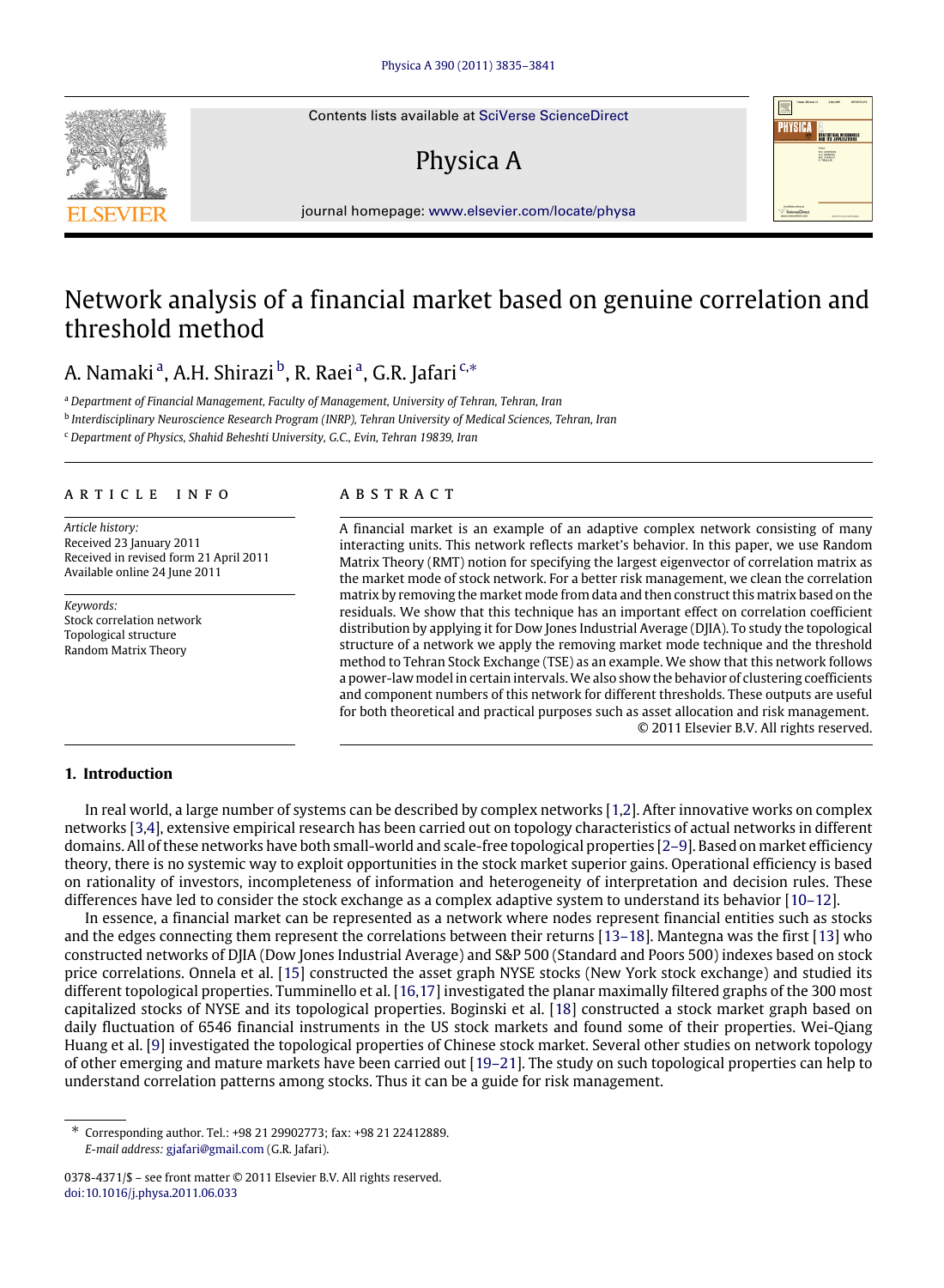# Network analysis of a financial market based on genuine correlation and threshold method

A. Namaki [a], A.H. Shirazi [b], R. Raei [a], G.R. Jafari [c,*]

[a] *Department of Financial Management, Faculty of Management, University of Tehran, Tehran, Iran*

[b] *Interdisciplinary Neuroscience Research Program (INRP), Tehran University of Medical Sciences, Tehran, Iran*

[c] *Department of Physics, Shahid Beheshti University, G.C., Evin, Tehran 19839, Iran*

## ARTICLE INFO

*Article history:*
Received 23 January 2011
Received in revised form 21 April 2011
Available online 24 June 2011

*Keywords:*
Stock correlation network
Topological structure
Random Matrix Theory

## ABSTRACT

A financial market is an example of an adaptive complex network consisting of many interacting units. This network reflects market's behavior. In this paper, we use Random Matrix Theory (RMT) notion for specifying the largest eigenvector of correlation matrix as the market mode of stock network. For a better risk management, we clean the correlation matrix by removing the market mode from data and then construct this matrix based on the residuals. We show that this technique has an important effect on correlation coefficient distribution by applying it for Dow Jones Industrial Average (DJIA). To study the topological structure of a network we apply the removing market mode technique and the threshold method to Tehran Stock Exchange (TSE) as an example. We show that this network follows a power-law model in certain intervals. We also show the behavior of clustering coefficients and component numbers of this network for different thresholds. These outputs are useful for both theoretical and practical purposes such as asset allocation and risk management.

© 2011 Elsevier B.V. All rights reserved.

## 1. Introduction

In real world, a large number of systems can be described by complex networks [1,2]. After innovative works on complex networks [3,4], extensive empirical research has been carried out on topology characteristics of actual networks in different domains. All of these networks have both small-world and scale-free topological properties [2–9]. Based on market efficiency theory, there is no systemic way to exploit opportunities in the stock market superior gains. Operational efficiency is based on rationality of investors, incompleteness of information and heterogeneity of interpretation and decision rules. These differences have led to consider the stock exchange as a complex adaptive system to understand its behavior [10–12].

In essence, a financial market can be represented as a network where nodes represent financial entities such as stocks and the edges connecting them represent the correlations between their returns [13–18]. Mantegna was the first [13] who constructed networks of DJIA (Dow Jones Industrial Average) and S&P 500 (Standard and Poors 500) indexes based on stock price correlations. Onnela et al. [15] constructed the asset graph NYSE stocks (New York stock exchange) and studied its different topological properties. Tumminello et al. [16,17] investigated the planar maximally filtered graphs of the 300 most capitalized stocks of NYSE and its topological properties. Boginski et al. [18] constructed a stock market graph based on daily fluctuation of 6546 financial instruments in the US stock markets and found some of their properties. Wei-Qiang Huang et al. [9] investigated the topological properties of Chinese stock market. Several other studies on network topology of other emerging and mature markets have been carried out [19–21]. The study on such topological properties can help to understand correlation patterns among stocks. Thus it can be a guide for risk management.

* Corresponding author. Tel.: +98 21 29902773; fax: +98 21 22412889.
*E-mail address:* gjafari@gmail.com (G.R. Jafari).

0378-4371/$ – see front matter © 2011 Elsevier B.V. All rights reserved.
doi:10.1016/j.physa.2011.06.033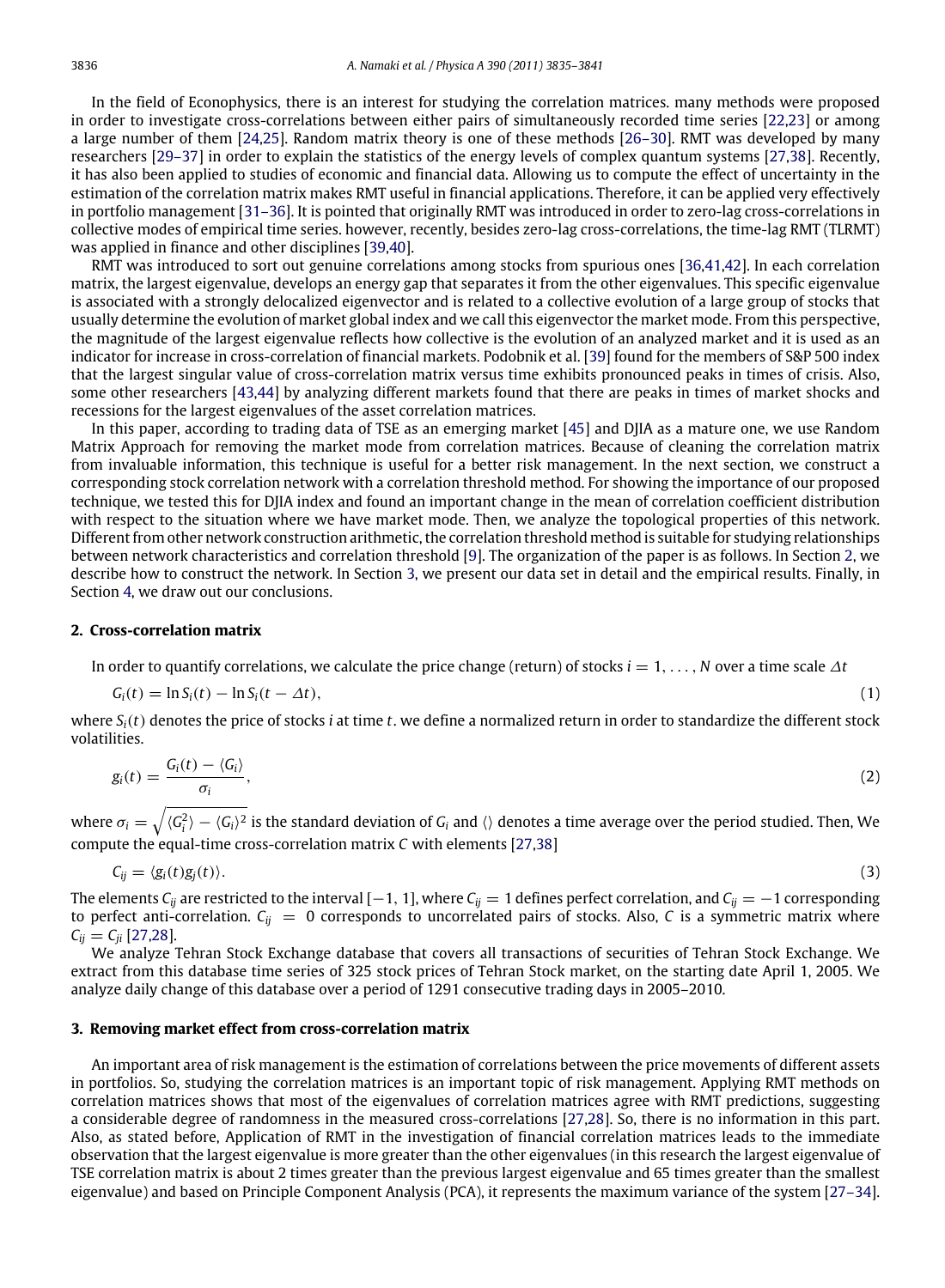In the field of Econophysics, there is an interest for studying the correlation matrices. many methods were proposed in order to investigate cross-correlations between either pairs of simultaneously recorded time series [22,23] or among a large number of them [24,25]. Random matrix theory is one of these methods [26–30]. RMT was developed by many researchers [29–37] in order to explain the statistics of the energy levels of complex quantum systems [27,38]. Recently, it has also been applied to studies of economic and financial data. Allowing us to compute the effect of uncertainty in the estimation of the correlation matrix makes RMT useful in financial applications. Therefore, it can be applied very effectively in portfolio management [31–36]. It is pointed that originally RMT was introduced in order to zero-lag cross-correlations in collective modes of empirical time series. however, recently, besides zero-lag cross-correlations, the time-lag RMT (TLRMT) was applied in finance and other disciplines [39,40].

RMT was introduced to sort out genuine correlations among stocks from spurious ones [36,41,42]. In each correlation matrix, the largest eigenvalue, develops an energy gap that separates it from the other eigenvalues. This specific eigenvalue is associated with a strongly delocalized eigenvector and is related to a collective evolution of a large group of stocks that usually determine the evolution of market global index and we call this eigenvector the market mode. From this perspective, the magnitude of the largest eigenvalue reflects how collective is the evolution of an analyzed market and it is used as an indicator for increase in cross-correlation of financial markets. Podobnik et al. [39] found for the members of S&P 500 index that the largest singular value of cross-correlation matrix versus time exhibits pronounced peaks in times of crisis. Also, some other researchers [43,44] by analyzing different markets found that there are peaks in times of market shocks and recessions for the largest eigenvalues of the asset correlation matrices.

In this paper, according to trading data of TSE as an emerging market [45] and DJIA as a mature one, we use Random Matrix Approach for removing the market mode from correlation matrices. Because of cleaning the correlation matrix from invaluable information, this technique is useful for a better risk management. In the next section, we construct a corresponding stock correlation network with a correlation threshold method. For showing the importance of our proposed technique, we tested this for DJIA index and found an important change in the mean of correlation coefficient distribution with respect to the situation where we have market mode. Then, we analyze the topological properties of this network. Different from other network construction arithmetic, the correlation threshold method is suitable for studying relationships between network characteristics and correlation threshold [9]. The organization of the paper is as follows. In Section 2, we describe how to construct the network. In Section 3, we present our data set in detail and the empirical results. Finally, in Section 4, we draw out our conclusions.

## 2. Cross-correlation matrix

In order to quantify correlations, we calculate the price change (return) of stocks $i = 1, \ldots, N$ over a time scale $\Delta t$

$$G_i(t) = \ln S_i(t) - \ln S_i(t - \Delta t), \tag{1}$$

where $S_i(t)$ denotes the price of stocks $i$ at time $t$. we define a normalized return in order to standardize the different stock volatilities.

$$g_i(t) = \frac{G_i(t) - \langle G_i \rangle}{\sigma_i}, \tag{2}$$

where $\sigma_i = \sqrt{\langle G_i^2 \rangle - \langle G_i \rangle^2}$ is the standard deviation of $G_i$ and $\langle\rangle$ denotes a time average over the period studied. Then, We compute the equal-time cross-correlation matrix $C$ with elements [27,38]

$$C_{ij} = \langle g_i(t) g_j(t) \rangle. \tag{3}$$

The elements $C_{ij}$ are restricted to the interval $[-1, 1]$, where $C_{ij} = 1$ defines perfect correlation, and $C_{ij} = -1$ corresponding to perfect anti-correlation. $C_{ij} = 0$ corresponds to uncorrelated pairs of stocks. Also, $C$ is a symmetric matrix where $C_{ij} = C_{ji}$ [27,28].

We analyze Tehran Stock Exchange database that covers all transactions of securities of Tehran Stock Exchange. We extract from this database time series of 325 stock prices of Tehran Stock market, on the starting date April 1, 2005. We analyze daily change of this database over a period of 1291 consecutive trading days in 2005–2010.

## 3. Removing market effect from cross-correlation matrix

An important area of risk management is the estimation of correlations between the price movements of different assets in portfolios. So, studying the correlation matrices is an important topic of risk management. Applying RMT methods on correlation matrices shows that most of the eigenvalues of correlation matrices agree with RMT predictions, suggesting a considerable degree of randomness in the measured cross-correlations [27,28]. So, there is no information in this part. Also, as stated before, Application of RMT in the investigation of financial correlation matrices leads to the immediate observation that the largest eigenvalue is more greater than the other eigenvalues (in this research the largest eigenvalue of TSE correlation matrix is about 2 times greater than the previous largest eigenvalue and 65 times greater than the smallest eigenvalue) and based on Principle Component Analysis (PCA), it represents the maximum variance of the system [27–34].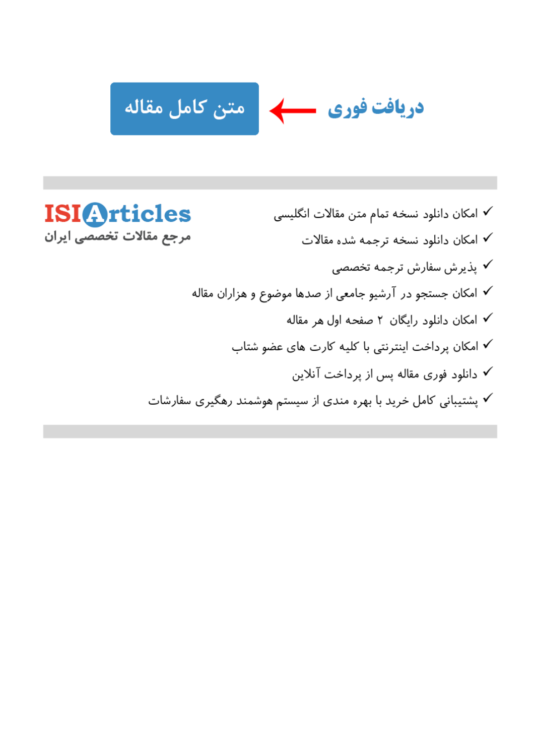دریافت فوری ← متن کامل مقاله

**ISIArticles**
مرجع مقالات تخصصی ایران

- ✓ امکان دانلود نسخه تمام متن مقالات انگلیسی
- ✓ امکان دانلود نسخه ترجمه شده مقالات
- ✓ پذیرش سفارش ترجمه تخصصی
- ✓ امکان جستجو در آرشیو جامعی از صدها موضوع و هزاران مقاله
- ✓ امکان دانلود رایگان ۲ صفحه اول هر مقاله
- ✓ امکان پرداخت اینترنتی با کلیه کارت های عضو شتاب
- ✓ دانلود فوری مقاله پس از پرداخت آنلاین
- ✓ پشتیبانی کامل خرید با بهره مندی از سیستم هوشمند رهگیری سفارشات